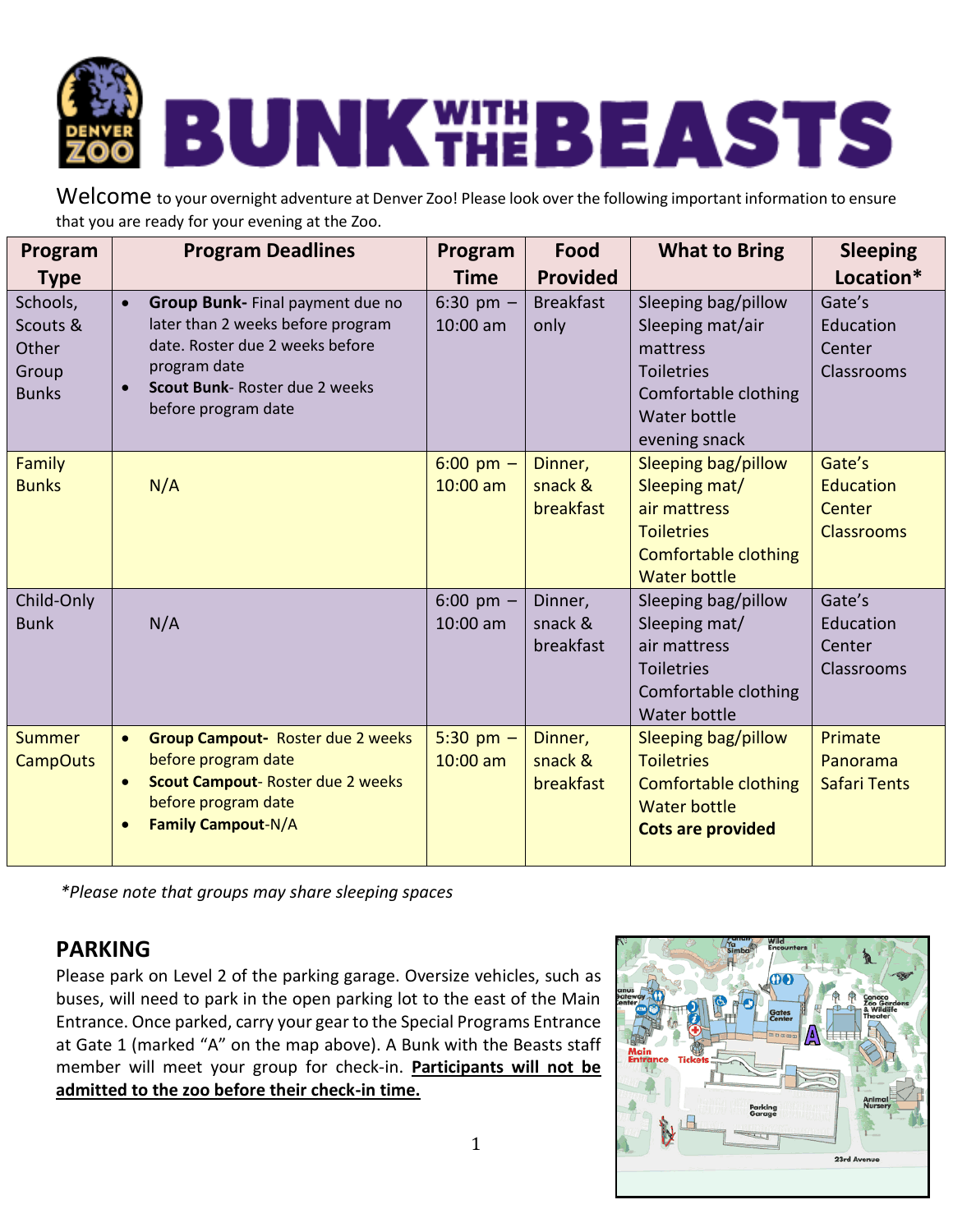# BUNK WITH THE BEASTS

Welcome to your overnight adventure at Denver Zoo! Please look over the following important information to ensure that you are ready for your evening at the Zoo.

| Program Type | Program Deadlines | Program Time | Food Provided | What to Bring | Sleeping Location* |
|---|---|---|---|---|---|
| Schools, Scouts & Other Group Bunks | • **Group Bunk-** Final payment due no later than 2 weeks before program date. Roster due 2 weeks before program date<br>• **Scout Bunk**- Roster due 2 weeks before program date | 6:30 pm – 10:00 am | Breakfast only | Sleeping bag/pillow<br>Sleeping mat/air mattress<br>Toiletries<br>Comfortable clothing<br>Water bottle<br>evening snack | Gate's Education Center Classrooms |
| Family Bunks | N/A | 6:00 pm – 10:00 am | Dinner, snack & breakfast | Sleeping bag/pillow<br>Sleeping mat/ air mattress<br>Toiletries<br>Comfortable clothing<br>Water bottle | Gate's Education Center Classrooms |
| Child-Only Bunk | N/A | 6:00 pm – 10:00 am | Dinner, snack & breakfast | Sleeping bag/pillow<br>Sleeping mat/ air mattress<br>Toiletries<br>Comfortable clothing<br>Water bottle | Gate's Education Center Classrooms |
| Summer CampOuts | • **Group Campout-** Roster due 2 weeks before program date<br>• **Scout Campout**- Roster due 2 weeks before program date<br>• **Family Campout**-N/A | 5:30 pm – 10:00 am | Dinner, snack & breakfast | Sleeping bag/pillow<br>Toiletries<br>Comfortable clothing<br>Water bottle<br>**Cots are provided** | Primate Panorama Safari Tents |

*\*Please note that groups may share sleeping spaces*

## PARKING

Please park on Level 2 of the parking garage. Oversize vehicles, such as buses, will need to park in the open parking lot to the east of the Main Entrance. Once parked, carry your gear to the Special Programs Entrance at Gate 1 (marked "A" on the map above). A Bunk with the Beasts staff member will meet your group for check-in. **Participants will not be admitted to the zoo before their check-in time.**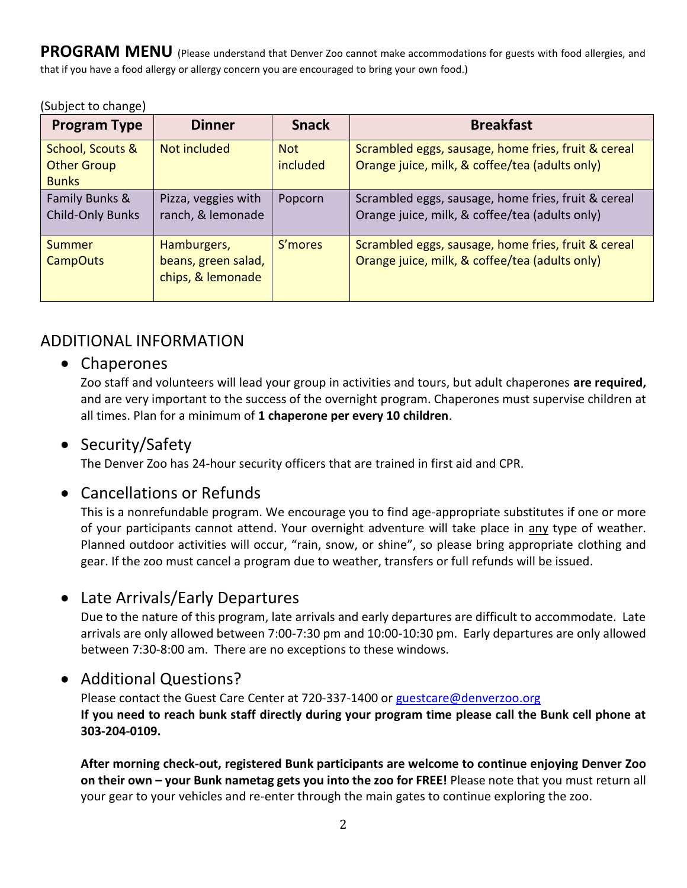**PROGRAM MENU** (Please understand that Denver Zoo cannot make accommodations for guests with food allergies, and that if you have a food allergy or allergy concern you are encouraged to bring your own food.)

(Subject to change)

| Program Type | Dinner | Snack | Breakfast |
| --- | --- | --- | --- |
| School, Scouts & Other Group Bunks | Not included | Not included | Scrambled eggs, sausage, home fries, fruit & cereal Orange juice, milk, & coffee/tea (adults only) |
| Family Bunks & Child-Only Bunks | Pizza, veggies with ranch, & lemonade | Popcorn | Scrambled eggs, sausage, home fries, fruit & cereal Orange juice, milk, & coffee/tea (adults only) |
| Summer CampOuts | Hamburgers, beans, green salad, chips, & lemonade | S'mores | Scrambled eggs, sausage, home fries, fruit & cereal Orange juice, milk, & coffee/tea (adults only) |

## ADDITIONAL INFORMATION

- Chaperones

  Zoo staff and volunteers will lead your group in activities and tours, but adult chaperones **are required,** and are very important to the success of the overnight program. Chaperones must supervise children at all times. Plan for a minimum of **1 chaperone per every 10 children**.

- Security/Safety

  The Denver Zoo has 24-hour security officers that are trained in first aid and CPR.

- Cancellations or Refunds

  This is a nonrefundable program. We encourage you to find age-appropriate substitutes if one or more of your participants cannot attend. Your overnight adventure will take place in any type of weather. Planned outdoor activities will occur, "rain, snow, or shine", so please bring appropriate clothing and gear. If the zoo must cancel a program due to weather, transfers or full refunds will be issued.

- Late Arrivals/Early Departures

  Due to the nature of this program, late arrivals and early departures are difficult to accommodate. Late arrivals are only allowed between 7:00-7:30 pm and 10:00-10:30 pm. Early departures are only allowed between 7:30-8:00 am. There are no exceptions to these windows.

- Additional Questions?

  Please contact the Guest Care Center at 720-337-1400 or guestcare@denverzoo.org

  **If you need to reach bunk staff directly during your program time please call the Bunk cell phone at 303-204-0109.**

  **After morning check-out, registered Bunk participants are welcome to continue enjoying Denver Zoo on their own – your Bunk nametag gets you into the zoo for FREE!** Please note that you must return all your gear to your vehicles and re-enter through the main gates to continue exploring the zoo.